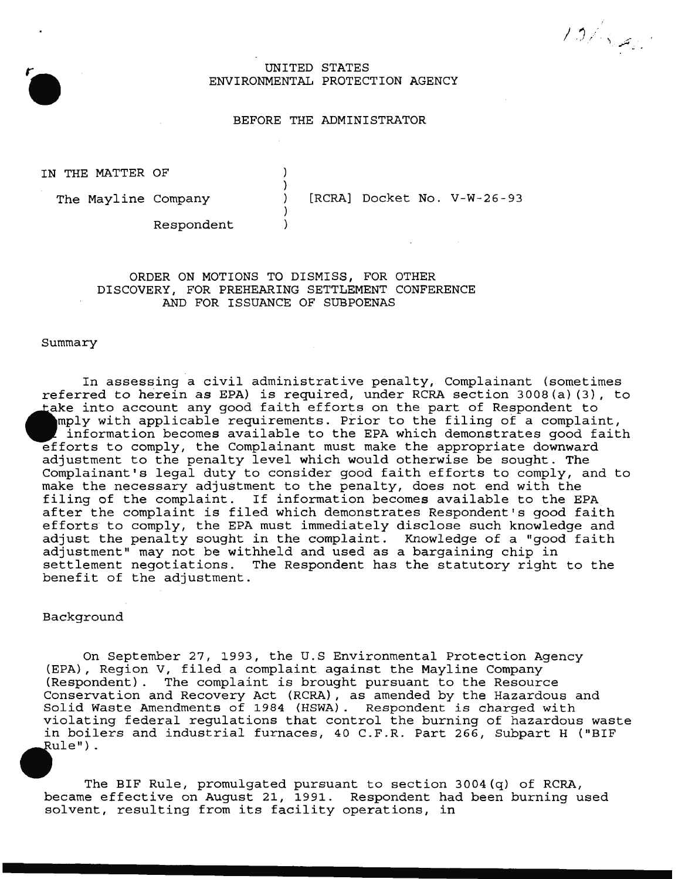UNITED STATES
ENVIRONMENTAL PROTECTION AGENCY

BEFORE THE ADMINISTRATOR

IN THE MATTER OF )
) 
The Mayline Company ) [RCRA] Docket No. V-W-26-93
)
Respondent )

ORDER ON MOTIONS TO DISMISS, FOR OTHER DISCOVERY, FOR PREHEARING SETTLEMENT CONFERENCE AND FOR ISSUANCE OF SUBPOENAS

Summary

In assessing a civil administrative penalty, Complainant (sometimes referred to herein as EPA) is required, under RCRA section 3008(a)(3), to take into account any good faith efforts on the part of Respondent to comply with applicable requirements. Prior to the filing of a complaint, if information becomes available to the EPA which demonstrates good faith efforts to comply, the Complainant must make the appropriate downward adjustment to the penalty level which would otherwise be sought. The Complainant's legal duty to consider good faith efforts to comply, and to make the necessary adjustment to the penalty, does not end with the filing of the complaint. If information becomes available to the EPA after the complaint is filed which demonstrates Respondent's good faith efforts to comply, the EPA must immediately disclose such knowledge and adjust the penalty sought in the complaint. Knowledge of a "good faith adjustment" may not be withheld and used as a bargaining chip in settlement negotiations. The Respondent has the statutory right to the benefit of the adjustment.

Background

On September 27, 1993, the U.S Environmental Protection Agency (EPA), Region V, filed a complaint against the Mayline Company (Respondent). The complaint is brought pursuant to the Resource Conservation and Recovery Act (RCRA), as amended by the Hazardous and Solid Waste Amendments of 1984 (HSWA). Respondent is charged with violating federal regulations that control the burning of hazardous waste in boilers and industrial furnaces, 40 C.F.R. Part 266, Subpart H ("BIF Rule").

The BIF Rule, promulgated pursuant to section 3004(q) of RCRA, became effective on August 21, 1991. Respondent had been burning used solvent, resulting from its facility operations, in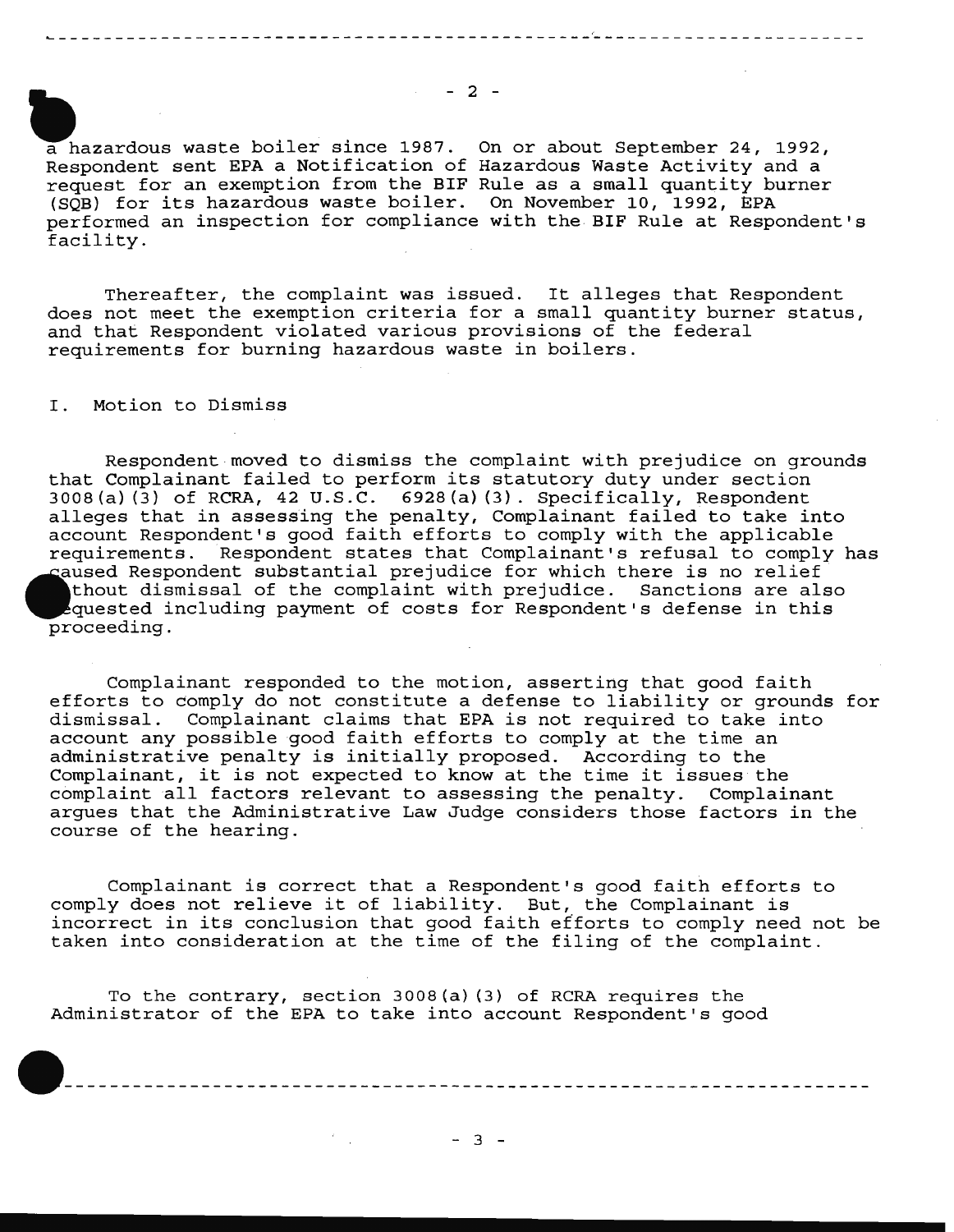a hazardous waste boiler since 1987. On or about September 24, 1992, Respondent sent EPA a Notification of Hazardous Waste Activity and a request for an exemption from the BIF Rule as a small quantity burner (SQB) for its hazardous waste boiler. On November 10, 1992, EPA performed an inspection for compliance with the BIF Rule at Respondent's facility.

Thereafter, the complaint was issued. It alleges that Respondent does not meet the exemption criteria for a small quantity burner status, and that Respondent violated various provisions of the federal requirements for burning hazardous waste in boilers.

I. Motion to Dismiss

Respondent moved to dismiss the complaint with prejudice on grounds that Complainant failed to perform its statutory duty under section 3008(a)(3) of RCRA, 42 U.S.C. 6928(a)(3). Specifically, Respondent alleges that in assessing the penalty, Complainant failed to take into account Respondent's good faith efforts to comply with the applicable requirements. Respondent states that Complainant's refusal to comply has caused Respondent substantial prejudice for which there is no relief without dismissal of the complaint with prejudice. Sanctions are also requested including payment of costs for Respondent's defense in this proceeding.

Complainant responded to the motion, asserting that good faith efforts to comply do not constitute a defense to liability or grounds for dismissal. Complainant claims that EPA is not required to take into account any possible good faith efforts to comply at the time an administrative penalty is initially proposed. According to the Complainant, it is not expected to know at the time it issues the complaint all factors relevant to assessing the penalty. Complainant argues that the Administrative Law Judge considers those factors in the course of the hearing.

Complainant is correct that a Respondent's good faith efforts to comply does not relieve it of liability. But, the Complainant is incorrect in its conclusion that good faith efforts to comply need not be taken into consideration at the time of the filing of the complaint.

To the contrary, section 3008(a)(3) of RCRA requires the Administrator of the EPA to take into account Respondent's good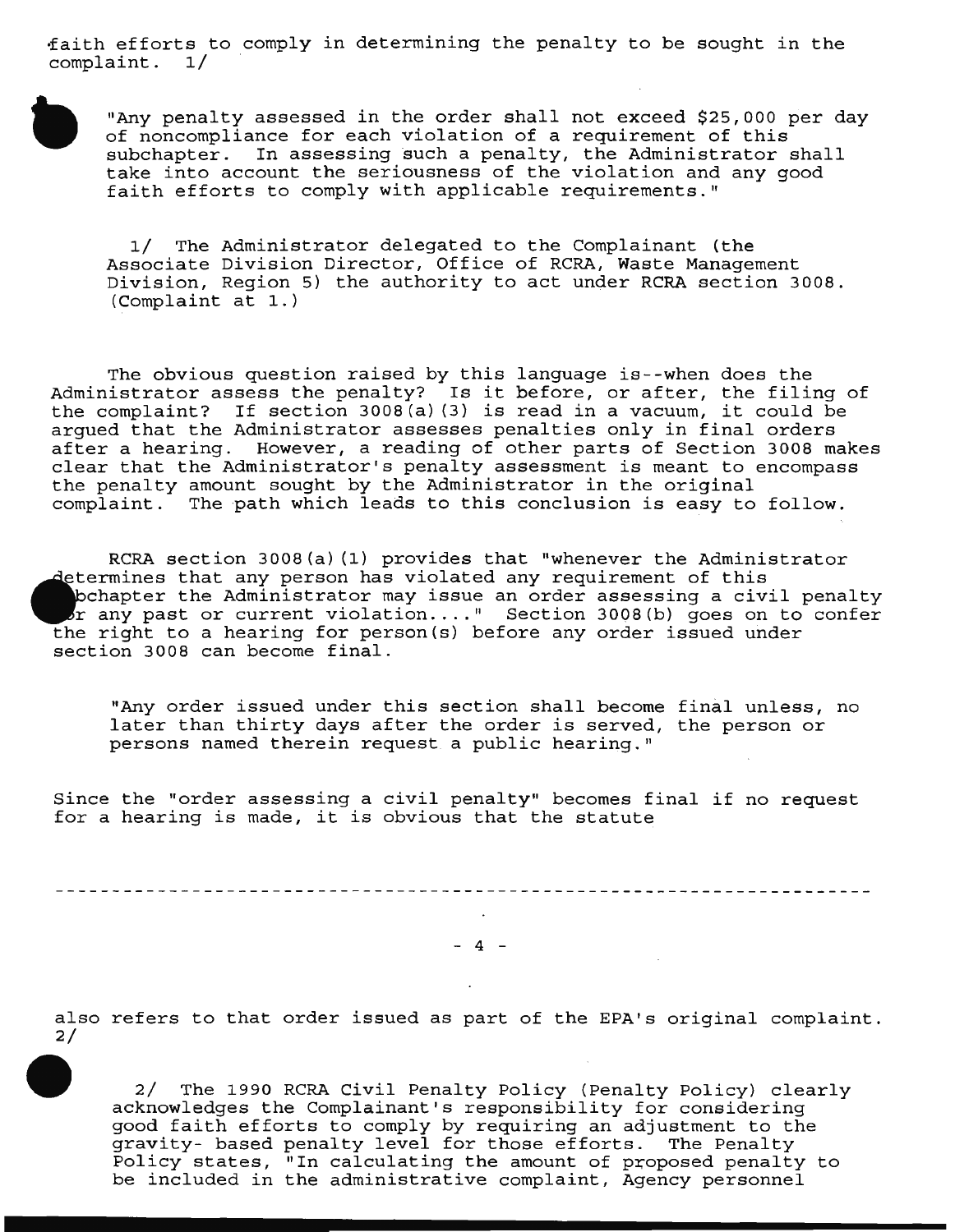faith efforts to comply in determining the penalty to be sought in the complaint. 1/

> "Any penalty assessed in the order shall not exceed $25,000 per day of noncompliance for each violation of a requirement of this subchapter. In assessing such a penalty, the Administrator shall take into account the seriousness of the violation and any good faith efforts to comply with applicable requirements."

1/ The Administrator delegated to the Complainant (the Associate Division Director, Office of RCRA, Waste Management Division, Region 5) the authority to act under RCRA section 3008. (Complaint at 1.)

The obvious question raised by this language is--when does the Administrator assess the penalty? Is it before, or after, the filing of the complaint? If section 3008(a)(3) is read in a vacuum, it could be argued that the Administrator assesses penalties only in final orders after a hearing. However, a reading of other parts of Section 3008 makes clear that the Administrator's penalty assessment is meant to encompass the penalty amount sought by the Administrator in the original complaint. The path which leads to this conclusion is easy to follow.

RCRA section 3008(a)(1) provides that "whenever the Administrator determines that any person has violated any requirement of this subchapter the Administrator may issue an order assessing a civil penalty for any past or current violation...." Section 3008(b) goes on to confer the right to a hearing for person(s) before any order issued under section 3008 can become final.

> "Any order issued under this section shall become final unless, no later than thirty days after the order is served, the person or persons named therein request a public hearing."

Since the "order assessing a civil penalty" becomes final if no request for a hearing is made, it is obvious that the statute also refers to that order issued as part of the EPA's original complaint. 2/

2/ The 1990 RCRA Civil Penalty Policy (Penalty Policy) clearly acknowledges the Complainant's responsibility for considering good faith efforts to comply by requiring an adjustment to the gravity- based penalty level for those efforts. The Penalty Policy states, "In calculating the amount of proposed penalty to be included in the administrative complaint, Agency personnel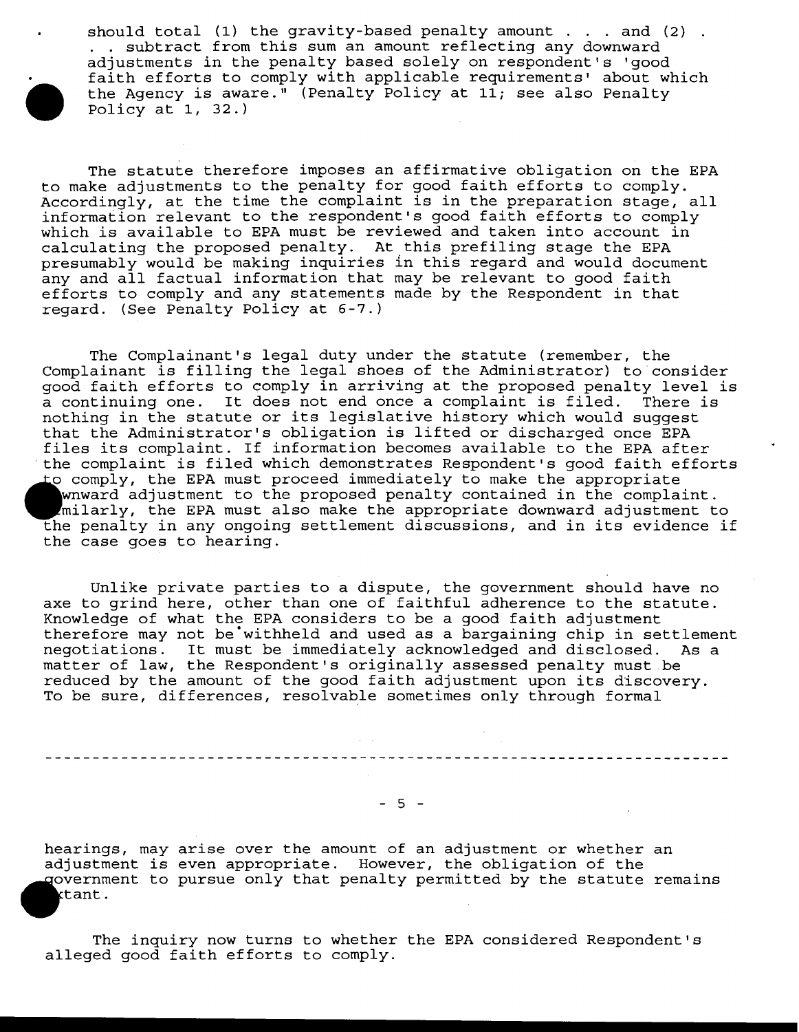should total (1) the gravity-based penalty amount . . . and (2) . . . subtract from this sum an amount reflecting any downward adjustments in the penalty based solely on respondent's 'good faith efforts to comply with applicable requirements' about which the Agency is aware." (Penalty Policy at 11; see also Penalty Policy at 1, 32.)

The statute therefore imposes an affirmative obligation on the EPA to make adjustments to the penalty for good faith efforts to comply. Accordingly, at the time the complaint is in the preparation stage, all information relevant to the respondent's good faith efforts to comply which is available to EPA must be reviewed and taken into account in calculating the proposed penalty. At this prefiling stage the EPA presumably would be making inquiries in this regard and would document any and all factual information that may be relevant to good faith efforts to comply and any statements made by the Respondent in that regard. (See Penalty Policy at 6-7.)

The Complainant's legal duty under the statute (remember, the Complainant is filling the legal shoes of the Administrator) to consider good faith efforts to comply in arriving at the proposed penalty level is a continuing one. It does not end once a complaint is filed. There is nothing in the statute or its legislative history which would suggest that the Administrator's obligation is lifted or discharged once EPA files its complaint. If information becomes available to the EPA after the complaint is filed which demonstrates Respondent's good faith efforts to comply, the EPA must proceed immediately to make the appropriate downward adjustment to the proposed penalty contained in the complaint. Similarly, the EPA must also make the appropriate downward adjustment to the penalty in any ongoing settlement discussions, and in its evidence if the case goes to hearing.

Unlike private parties to a dispute, the government should have no axe to grind here, other than one of faithful adherence to the statute. Knowledge of what the EPA considers to be a good faith adjustment therefore may not be withheld and used as a bargaining chip in settlement negotiations. It must be immediately acknowledged and disclosed. As a matter of law, the Respondent's originally assessed penalty must be reduced by the amount of the good faith adjustment upon its discovery. To be sure, differences, resolvable sometimes only through formal hearings, may arise over the amount of an adjustment or whether an adjustment is even appropriate. However, the obligation of the government to pursue only that penalty permitted by the statute remains extant.

The inquiry now turns to whether the EPA considered Respondent's alleged good faith efforts to comply.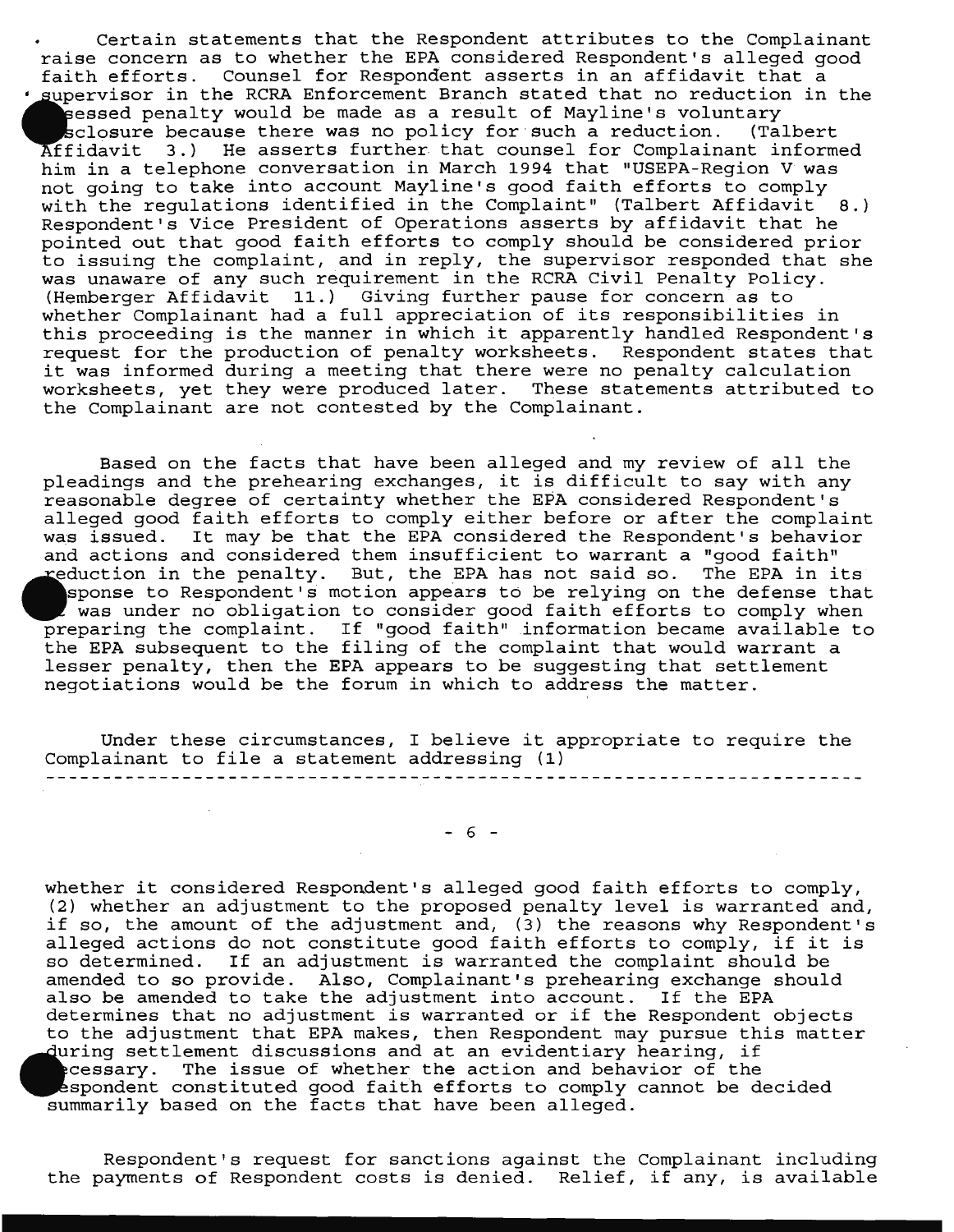Certain statements that the Respondent attributes to the Complainant raise concern as to whether the EPA considered Respondent's alleged good faith efforts. Counsel for Respondent asserts in an affidavit that a supervisor in the RCRA Enforcement Branch stated that no reduction in the assessed penalty would be made as a result of Mayline's voluntary disclosure because there was no policy for such a reduction. (Talbert Affidavit 3.) He asserts further that counsel for Complainant informed him in a telephone conversation in March 1994 that "USEPA-Region V was not going to take into account Mayline's good faith efforts to comply with the regulations identified in the Complaint" (Talbert Affidavit 8.) Respondent's Vice President of Operations asserts by affidavit that he pointed out that good faith efforts to comply should be considered prior to issuing the complaint, and in reply, the supervisor responded that she was unaware of any such requirement in the RCRA Civil Penalty Policy. (Hemberger Affidavit 11.) Giving further pause for concern as to whether Complainant had a full appreciation of its responsibilities in this proceeding is the manner in which it apparently handled Respondent's request for the production of penalty worksheets. Respondent states that it was informed during a meeting that there were no penalty calculation worksheets, yet they were produced later. These statements attributed to the Complainant are not contested by the Complainant.

Based on the facts that have been alleged and my review of all the pleadings and the prehearing exchanges, it is difficult to say with any reasonable degree of certainty whether the EPA considered Respondent's alleged good faith efforts to comply either before or after the complaint was issued. It may be that the EPA considered the Respondent's behavior and actions and considered them insufficient to warrant a "good faith" reduction in the penalty. But, the EPA has not said so. The EPA in its response to Respondent's motion appears to be relying on the defense that it was under no obligation to consider good faith efforts to comply when preparing the complaint. If "good faith" information became available to the EPA subsequent to the filing of the complaint that would warrant a lesser penalty, then the EPA appears to be suggesting that settlement negotiations would be the forum in which to address the matter.

Under these circumstances, I believe it appropriate to require the Complainant to file a statement addressing (1) whether it considered Respondent's alleged good faith efforts to comply, (2) whether an adjustment to the proposed penalty level is warranted and, if so, the amount of the adjustment and, (3) the reasons why Respondent's alleged actions do not constitute good faith efforts to comply, if it is so determined. If an adjustment is warranted the complaint should be amended to so provide. Also, Complainant's prehearing exchange should also be amended to take the adjustment into account. If the EPA determines that no adjustment is warranted or if the Respondent objects to the adjustment that EPA makes, then Respondent may pursue this matter during settlement discussions and at an evidentiary hearing, if necessary. The issue of whether the action and behavior of the Respondent constituted good faith efforts to comply cannot be decided summarily based on the facts that have been alleged.

Respondent's request for sanctions against the Complainant including the payments of Respondent costs is denied. Relief, if any, is available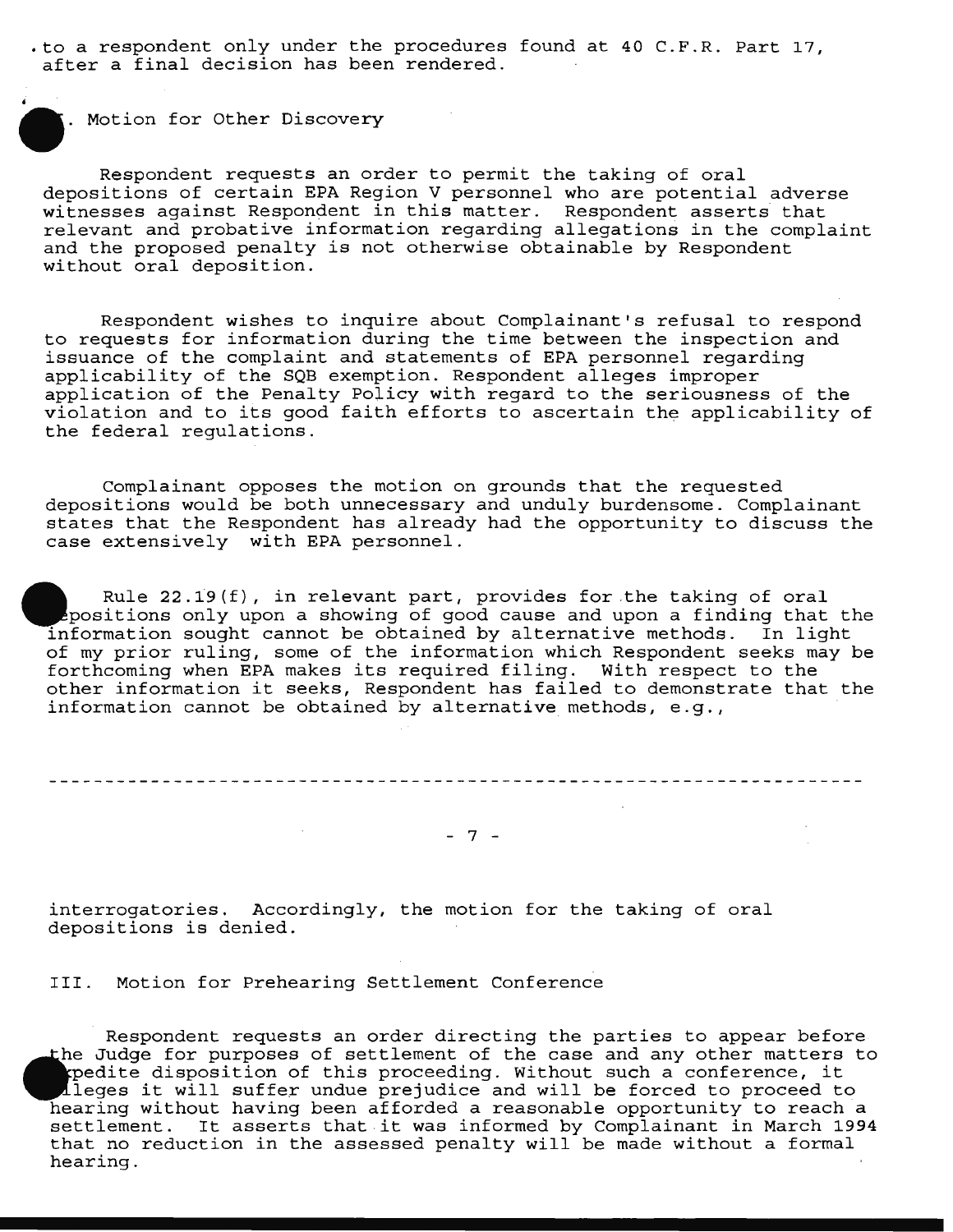to a respondent only under the procedures found at 40 C.F.R. Part 17, after a final decision has been rendered.

## F. Motion for Other Discovery

Respondent requests an order to permit the taking of oral depositions of certain EPA Region V personnel who are potential adverse witnesses against Respondent in this matter. Respondent asserts that relevant and probative information regarding allegations in the complaint and the proposed penalty is not otherwise obtainable by Respondent without oral deposition.

Respondent wishes to inquire about Complainant's refusal to respond to requests for information during the time between the inspection and issuance of the complaint and statements of EPA personnel regarding applicability of the SQB exemption. Respondent alleges improper application of the Penalty Policy with regard to the seriousness of the violation and to its good faith efforts to ascertain the applicability of the federal regulations.

Complainant opposes the motion on grounds that the requested depositions would be both unnecessary and unduly burdensome. Complainant states that the Respondent has already had the opportunity to discuss the case extensively with EPA personnel.

Rule 22.19(f), in relevant part, provides for the taking of oral depositions only upon a showing of good cause and upon a finding that the information sought cannot be obtained by alternative methods. In light of my prior ruling, some of the information which Respondent seeks may be forthcoming when EPA makes its required filing. With respect to the other information it seeks, Respondent has failed to demonstrate that the information cannot be obtained by alternative methods, e.g., interrogatories. Accordingly, the motion for the taking of oral depositions is denied.

## III. Motion for Prehearing Settlement Conference

Respondent requests an order directing the parties to appear before the Judge for purposes of settlement of the case and any other matters to expedite disposition of this proceeding. Without such a conference, it alleges it will suffer undue prejudice and will be forced to proceed to hearing without having been afforded a reasonable opportunity to reach a settlement. It asserts that it was informed by Complainant in March 1994 that no reduction in the assessed penalty will be made without a formal hearing.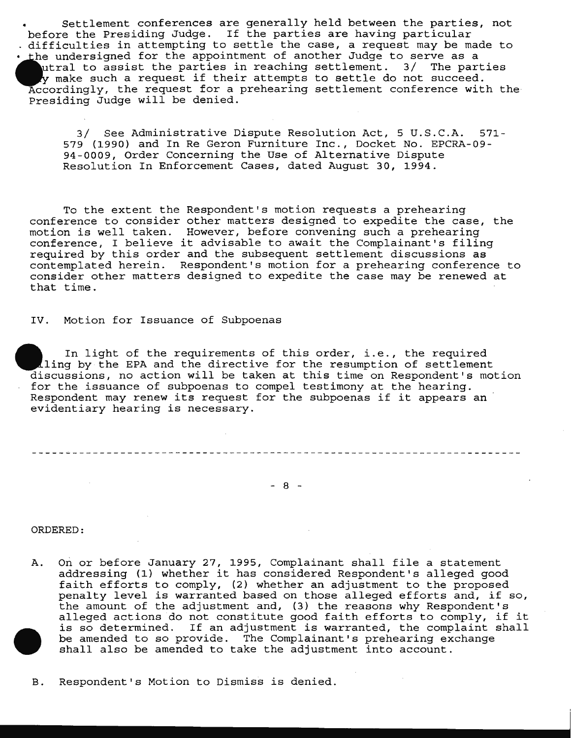Settlement conferences are generally held between the parties, not before the Presiding Judge. If the parties are having particular difficulties in attempting to settle the case, a request may be made to the undersigned for the appointment of another Judge to serve as a neutral to assist the parties in reaching settlement. 3/ The parties may make such a request if their attempts to settle do not succeed. Accordingly, the request for a prehearing settlement conference with the Presiding Judge will be denied.

> 3/ See Administrative Dispute Resolution Act, 5 U.S.C.A. 571-579 (1990) and In Re Geron Furniture Inc., Docket No. EPCRA-09-94-0009, Order Concerning the Use of Alternative Dispute Resolution In Enforcement Cases, dated August 30, 1994.

To the extent the Respondent's motion requests a prehearing conference to consider other matters designed to expedite the case, the motion is well taken. However, before convening such a prehearing conference, I believe it advisable to await the Complainant's filing required by this order and the subsequent settlement discussions as contemplated herein. Respondent's motion for a prehearing conference to consider other matters designed to expedite the case may be renewed at that time.

IV. Motion for Issuance of Subpoenas

In light of the requirements of this order, i.e., the required filing by the EPA and the directive for the resumption of settlement discussions, no action will be taken at this time on Respondent's motion for the issuance of subpoenas to compel testimony at the hearing. Respondent may renew its request for the subpoenas if it appears an evidentiary hearing is necessary.

---

ORDERED:

A. On or before January 27, 1995, Complainant shall file a statement addressing (1) whether it has considered Respondent's alleged good faith efforts to comply, (2) whether an adjustment to the proposed penalty level is warranted based on those alleged efforts and, if so, the amount of the adjustment and, (3) the reasons why Respondent's alleged actions do not constitute good faith efforts to comply, if it is so determined. If an adjustment is warranted, the complaint shall be amended to so provide. The Complainant's prehearing exchange shall also be amended to take the adjustment into account.

B. Respondent's Motion to Dismiss is denied.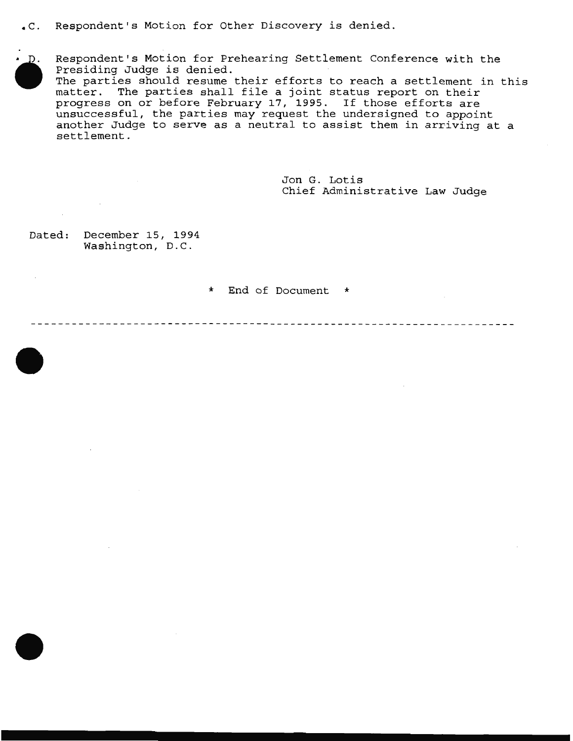C. Respondent's Motion for Other Discovery is denied.

D. Respondent's Motion for Prehearing Settlement Conference with the Presiding Judge is denied.
The parties should resume their efforts to reach a settlement in this matter. The parties shall file a joint status report on their progress on or before February 17, 1995. If those efforts are unsuccessful, the parties may request the undersigned to appoint another Judge to serve as a neutral to assist them in arriving at a settlement.

Jon G. Lotis
Chief Administrative Law Judge

Dated: December 15, 1994
Washington, D.C.

* End of Document *

---